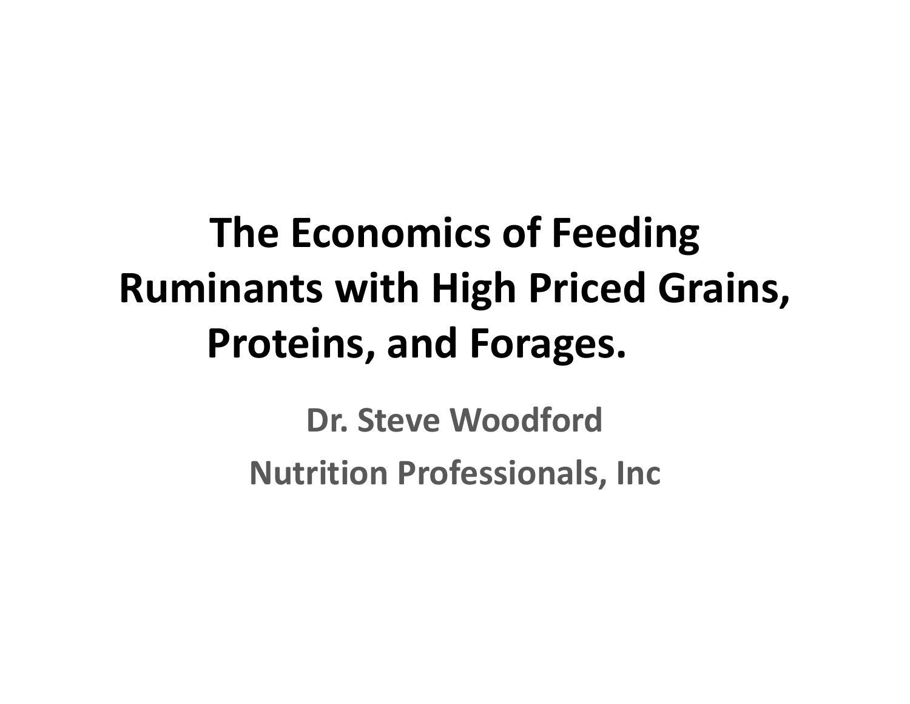# The Economics of Feeding Ruminants with High Priced Grains, Proteins, and Forages.

**Dr. Steve Woodford**

**Nutrition Professionals, Inc**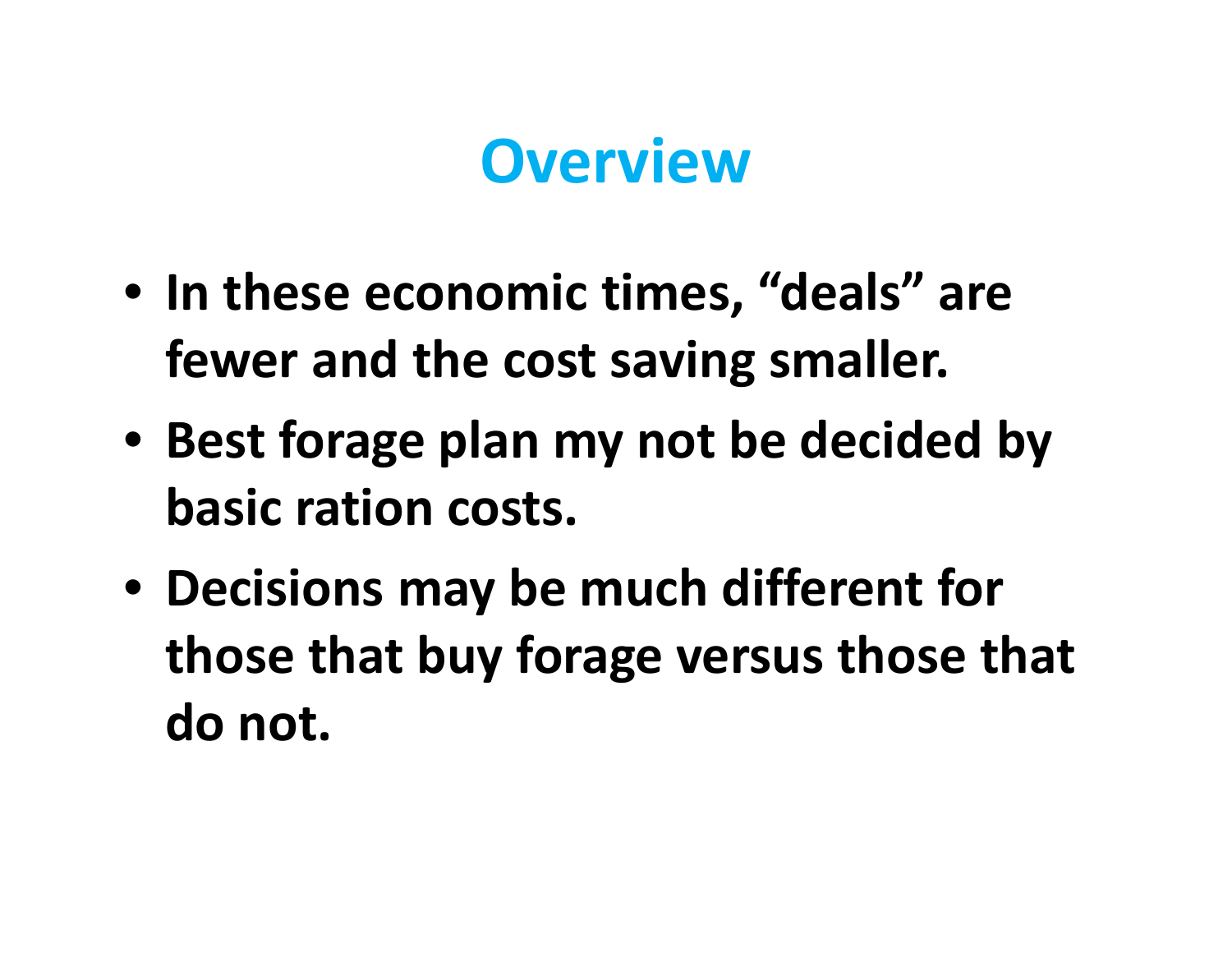# Overview

- In these economic times, “deals” are fewer and the cost saving smaller.
- Best forage plan my not be decided by basic ration costs.
- Decisions may be much different for those that buy forage versus those that do not.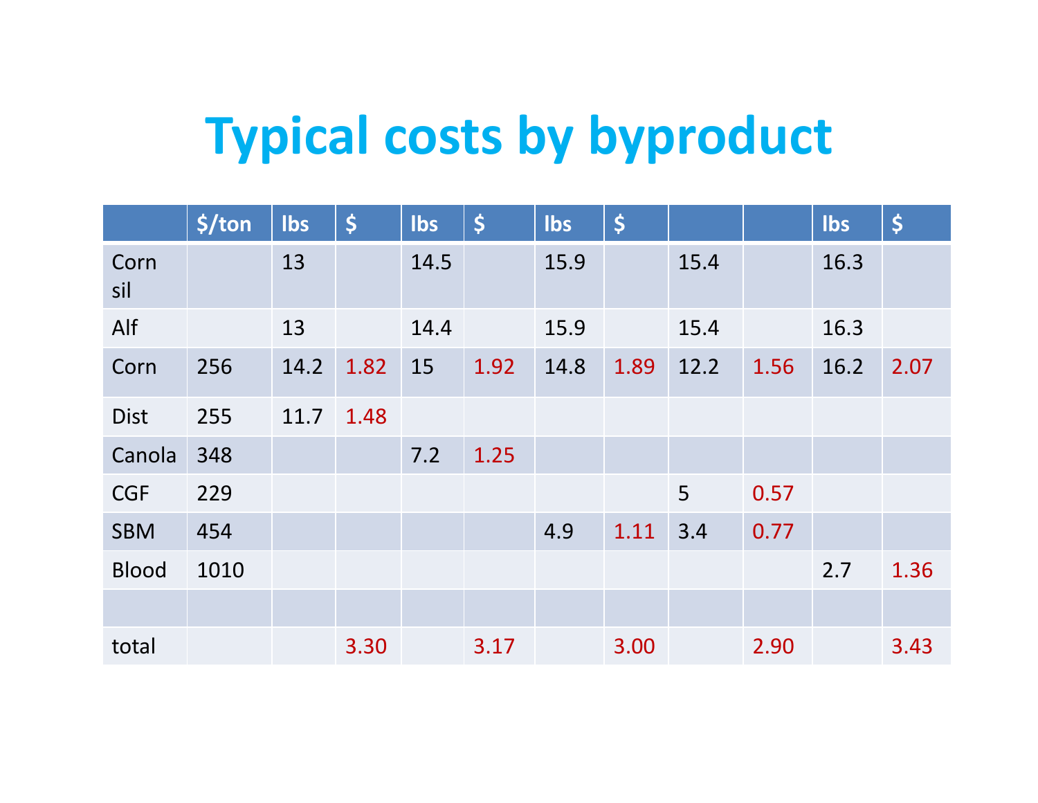# Typical costs by byproduct

| | $/ton | lbs | $ | lbs | $ | lbs | $ | | | lbs | $ |
|---|---|---|---|---|---|---|---|---|---|---|---|
| Corn sil | | 13 | | 14.5 | | 15.9 | | 15.4 | | 16.3 | |
| Alf | | 13 | | 14.4 | | 15.9 | | 15.4 | | 16.3 | |
| Corn | 256 | 14.2 | 1.82 | 15 | 1.92 | 14.8 | 1.89 | 12.2 | 1.56 | 16.2 | 2.07 |
| Dist | 255 | 11.7 | 1.48 | | | | | | | | |
| Canola | 348 | | | 7.2 | 1.25 | | | | | | |
| CGF | 229 | | | | | | | 5 | 0.57 | | |
| SBM | 454 | | | | | 4.9 | 1.11 | 3.4 | 0.77 | | |
| Blood | 1010 | | | | | | | | | 2.7 | 1.36 |
| | | | | | | | | | | | |
| total | | | 3.30 | | 3.17 | | 3.00 | | 2.90 | | 3.43 |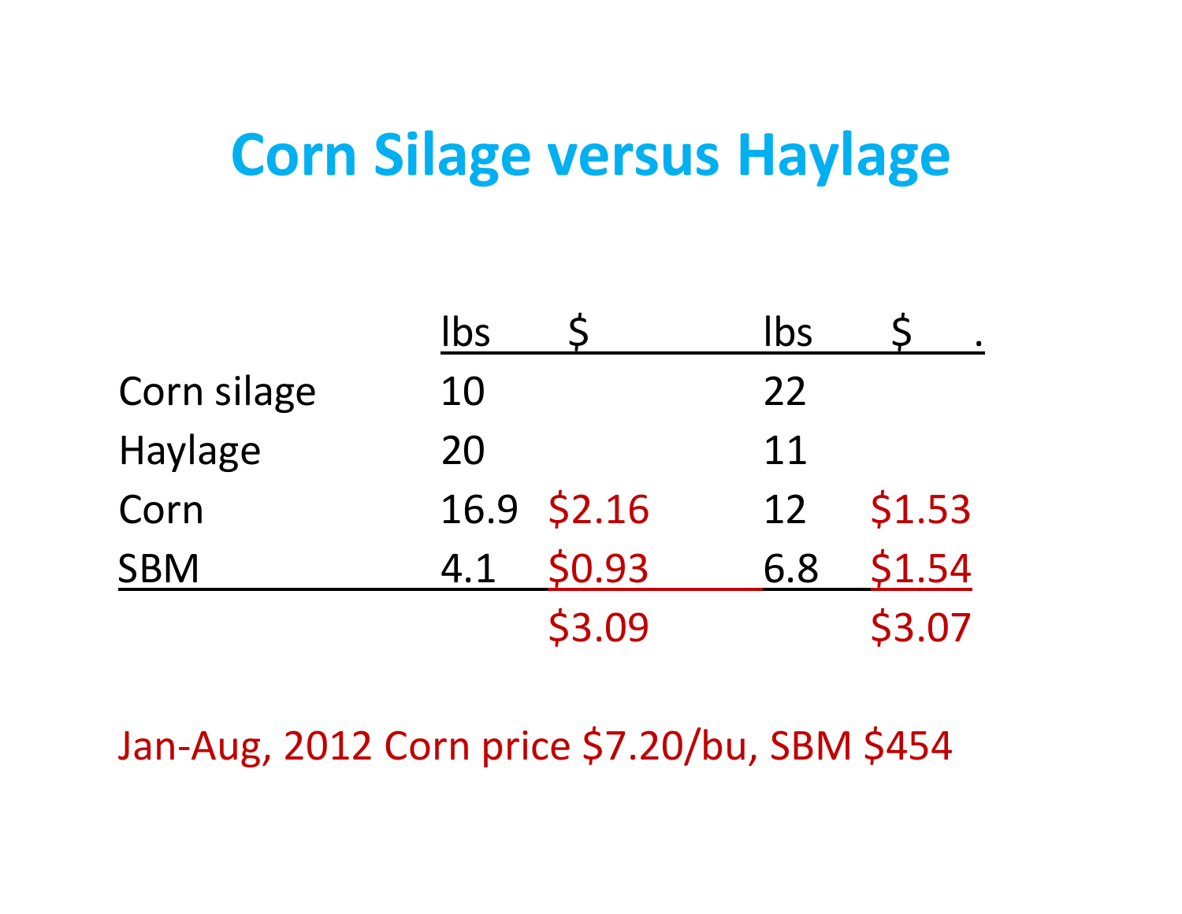# Corn Silage versus Haylage

| | lbs | $ | lbs | $ |
|---|---|---|---|---|
| Corn silage | 10 | | 22 | |
| Haylage | 20 | | 11 | |
| Corn | 16.9 | $2.16 | 12 | $1.53 |
| SBM | 4.1 | $0.93 | 6.8 | $1.54 |
| | | $3.09 | | $3.07 |

Jan-Aug, 2012 Corn price $7.20/bu, SBM $454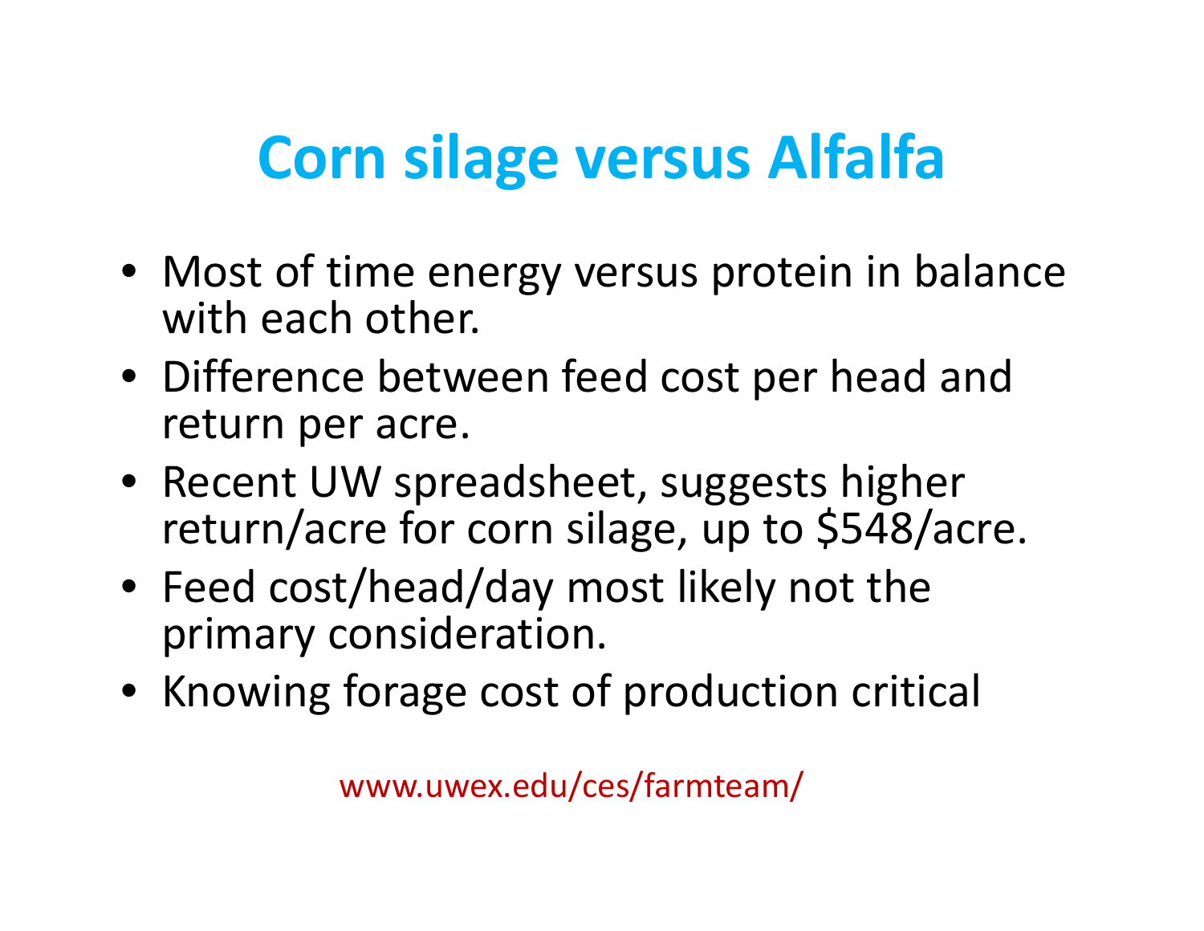# Corn silage versus Alfalfa

- Most of time energy versus protein in balance with each other.
- Difference between feed cost per head and return per acre.
- Recent UW spreadsheet, suggests higher return/acre for corn silage, up to $548/acre.
- Feed cost/head/day most likely not the primary consideration.
- Knowing forage cost of production critical

www.uwex.edu/ces/farmteam/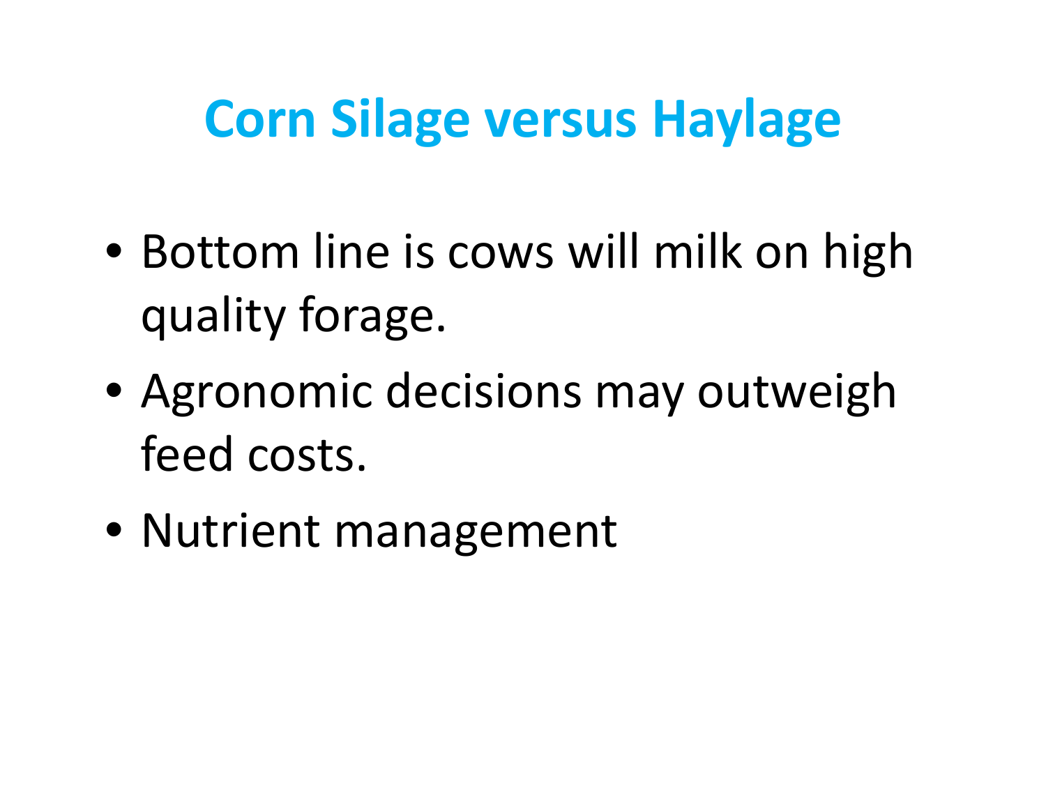# Corn Silage versus Haylage

- Bottom line is cows will milk on high quality forage.
- Agronomic decisions may outweigh feed costs.
- Nutrient management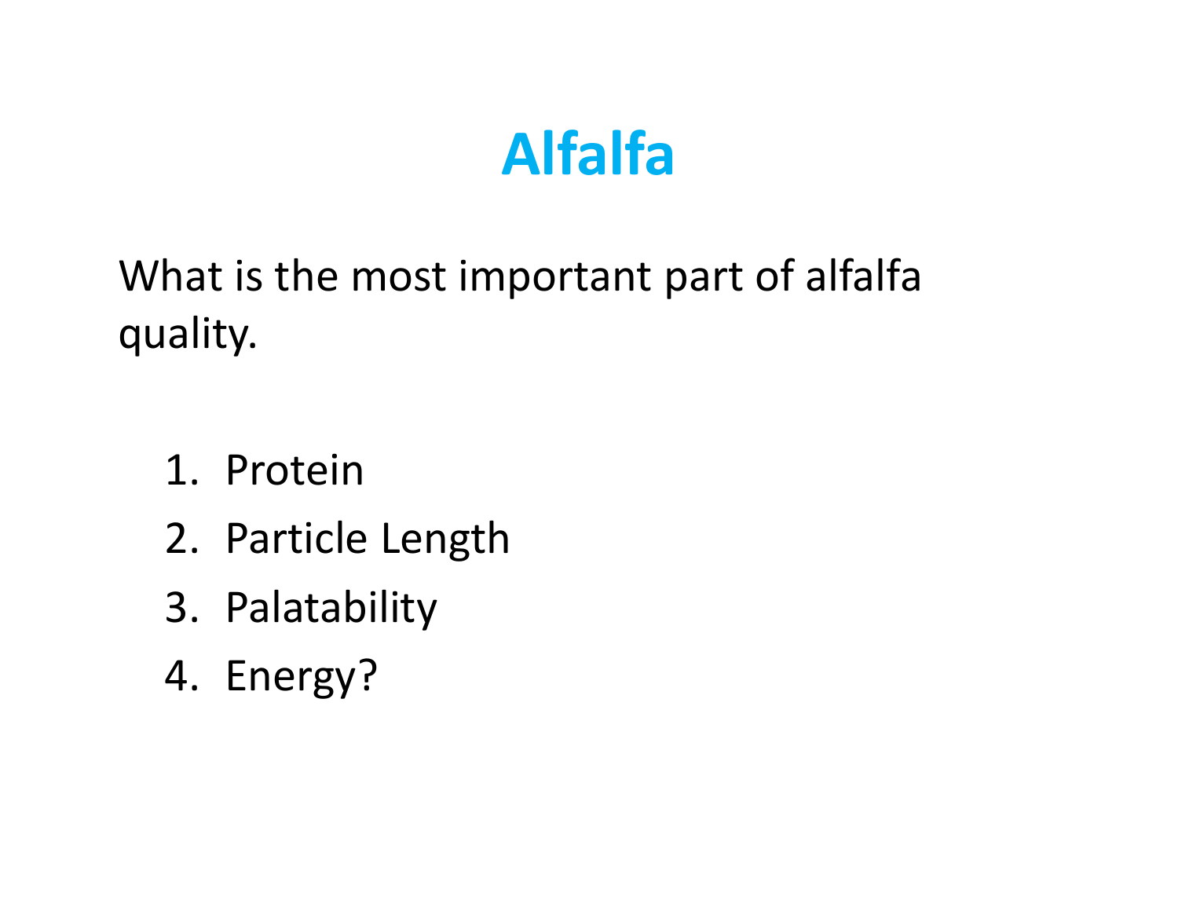# Alfalfa

What is the most important part of alfalfa quality.

1. Protein
2. Particle Length
3. Palatability
4. Energy?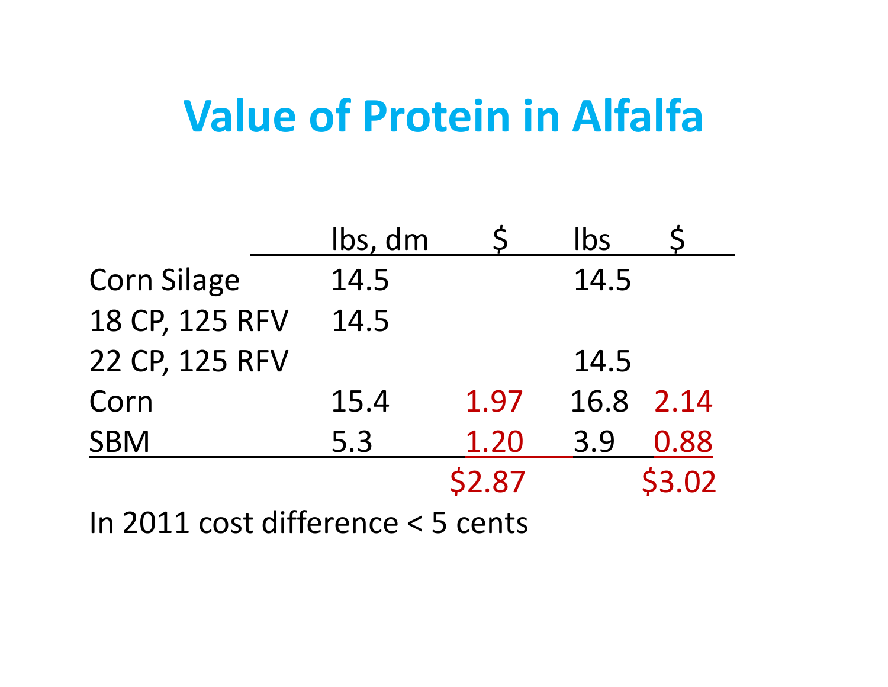# Value of Protein in Alfalfa

| | lbs, dm | $ | lbs | $ |
|---|---|---|---|---|
| Corn Silage | 14.5 | | 14.5 | |
| 18 CP, 125 RFV | 14.5 | | | |
| 22 CP, 125 RFV | | | 14.5 | |
| Corn | 15.4 | 1.97 | 16.8 | 2.14 |
| SBM | 5.3 | 1.20 | 3.9 | 0.88 |
| | | $2.87 | | $3.02 |

In 2011 cost difference < 5 cents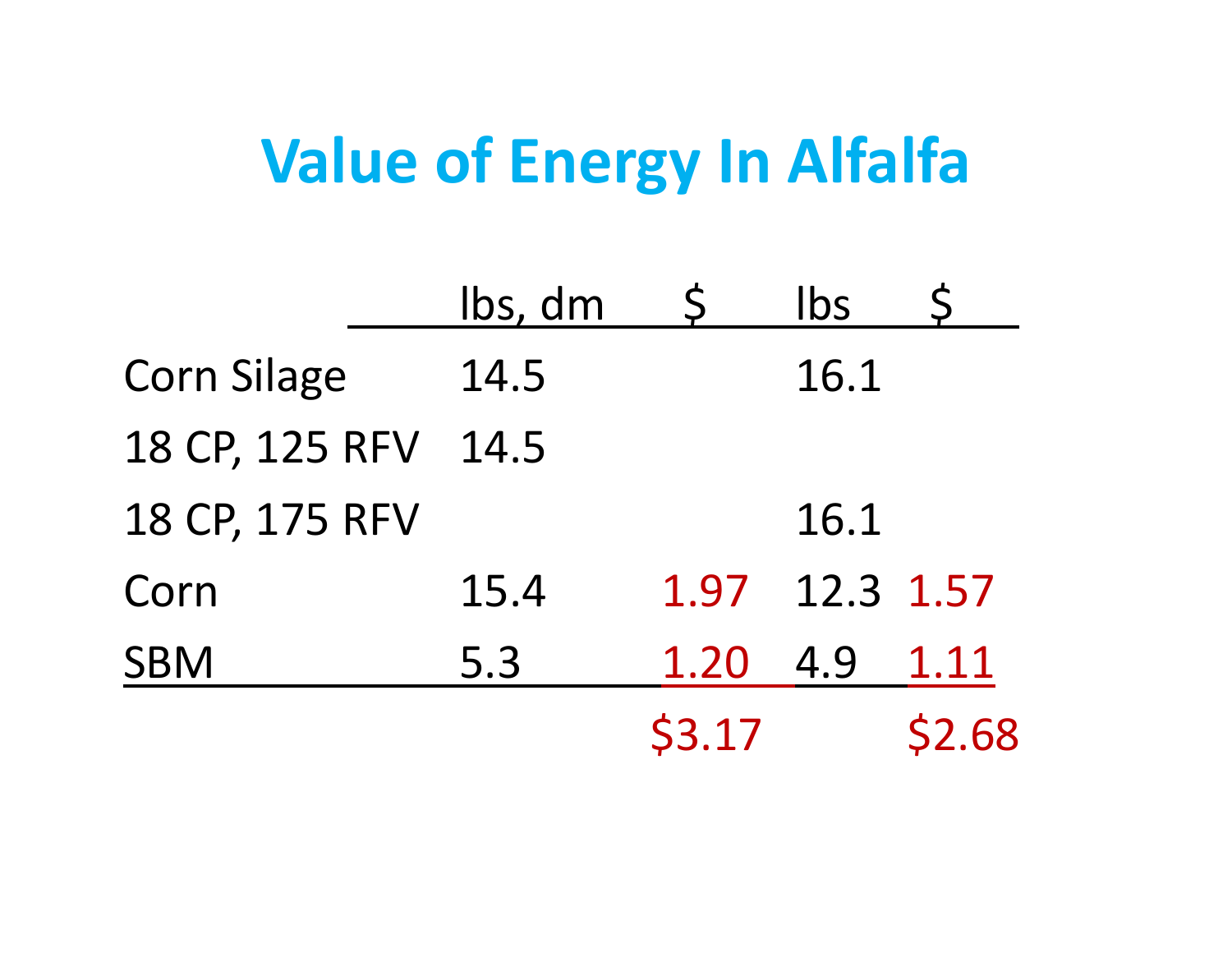# Value of Energy In Alfalfa

| | lbs, dm | $ | lbs | $ |
|---|---|---|---|---|
| Corn Silage | 14.5 | | 16.1 | |
| 18 CP, 125 RFV | 14.5 | | | |
| 18 CP, 175 RFV | | | 16.1 | |
| Corn | 15.4 | 1.97 | 12.3 | 1.57 |
| SBM | 5.3 | 1.20 | 4.9 | 1.11 |
| | | $3.17 | | $2.68 |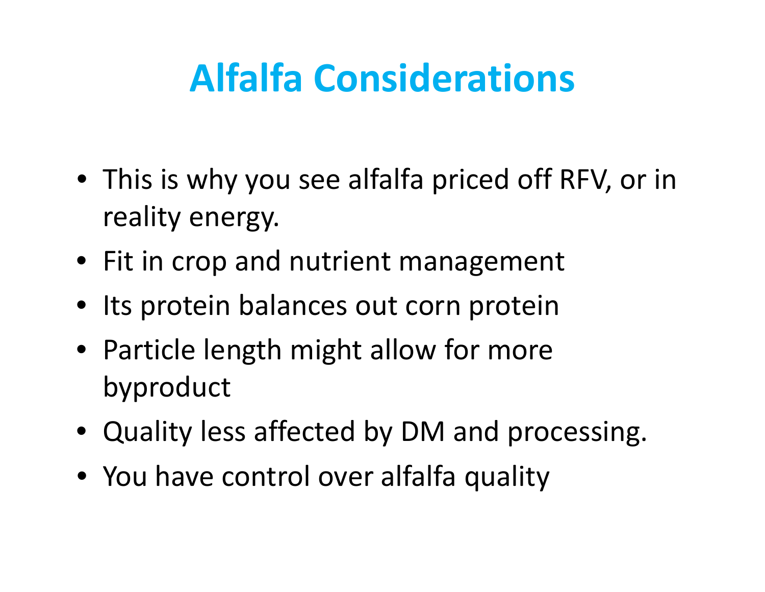# Alfalfa Considerations

- This is why you see alfalfa priced off RFV, or in reality energy.
- Fit in crop and nutrient management
- Its protein balances out corn protein
- Particle length might allow for more byproduct
- Quality less affected by DM and processing.
- You have control over alfalfa quality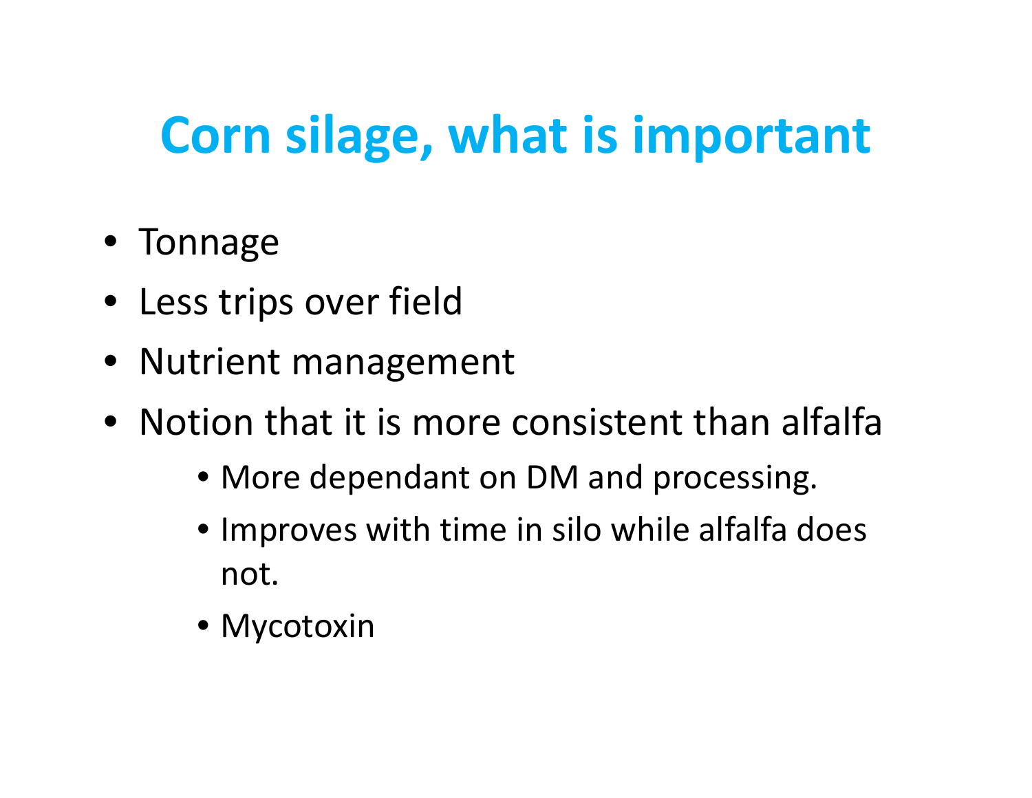# Corn silage, what is important

- Tonnage
- Less trips over field
- Nutrient management
- Notion that it is more consistent than alfalfa
  - More dependant on DM and processing.
  - Improves with time in silo while alfalfa does not.
  - Mycotoxin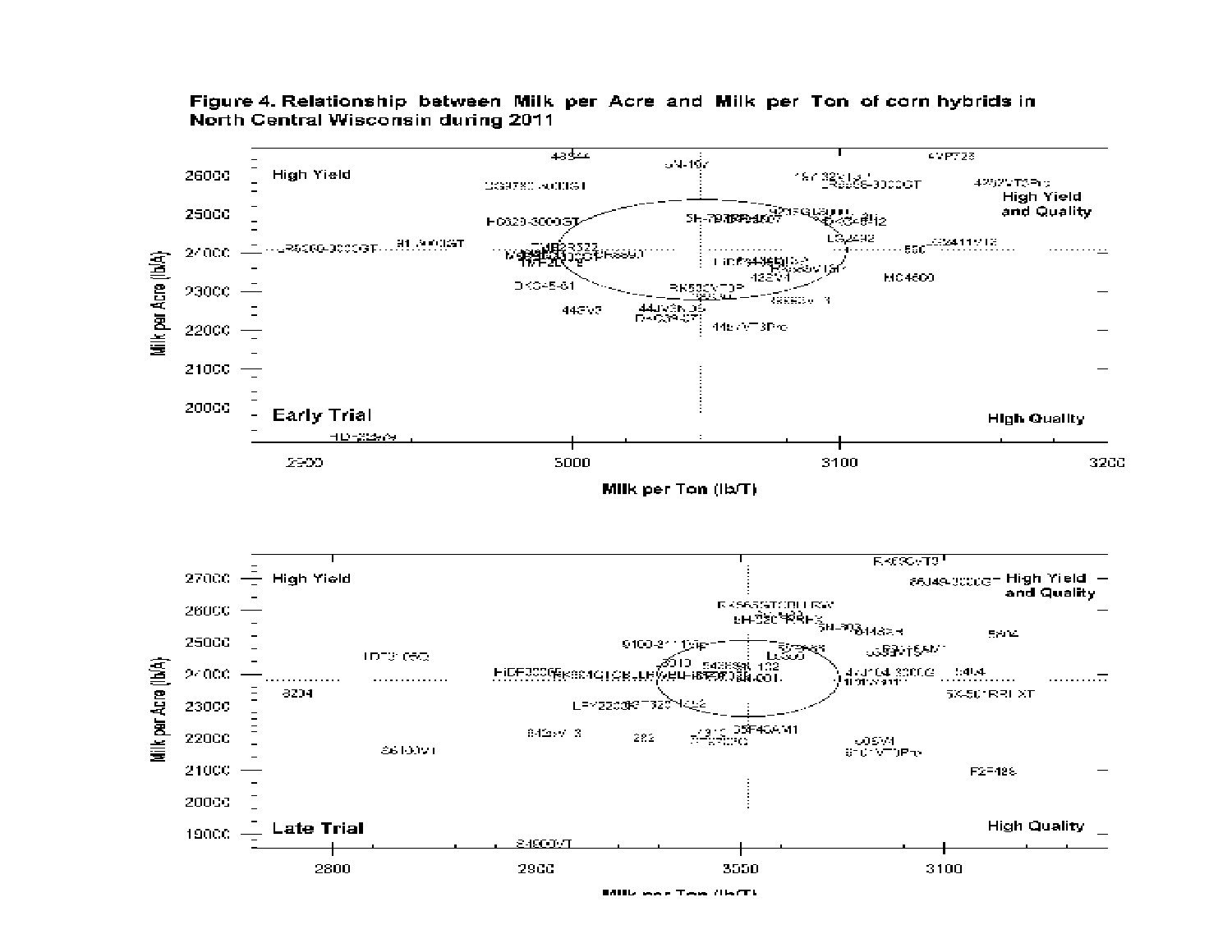**Figure 4. Relationship between Milk per Acre and Milk per Ton of corn hybrids in North Central Wisconsin during 2011**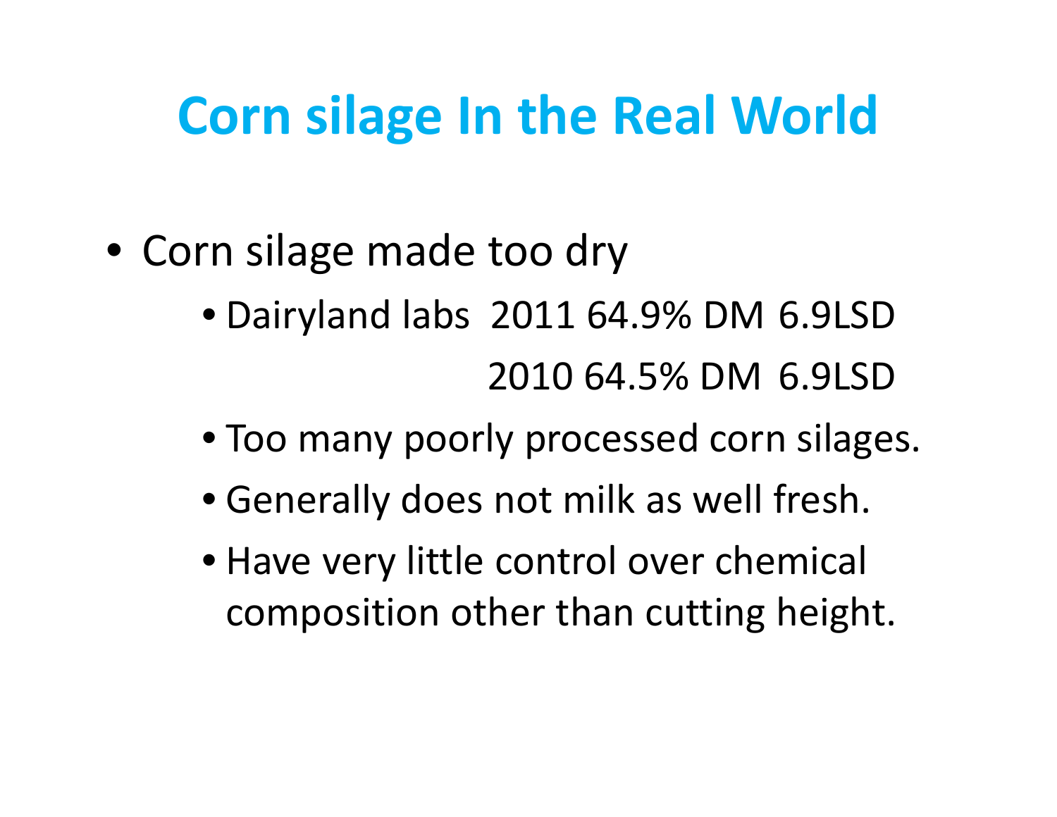# Corn silage In the Real World

- Corn silage made too dry
  - Dairyland labs 2011 64.9% DM 6.9LSD

    2010 64.5% DM 6.9LSD
  - Too many poorly processed corn silages.
  - Generally does not milk as well fresh.
  - Have very little control over chemical composition other than cutting height.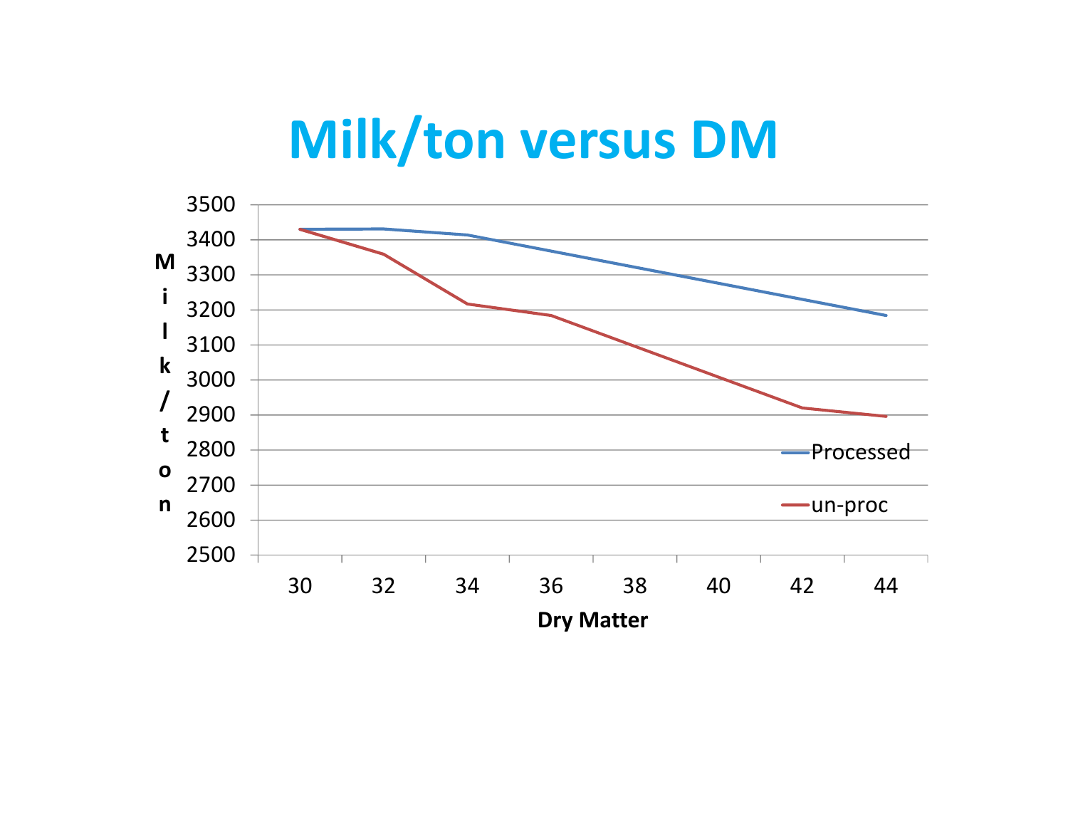# Milk/ton versus DM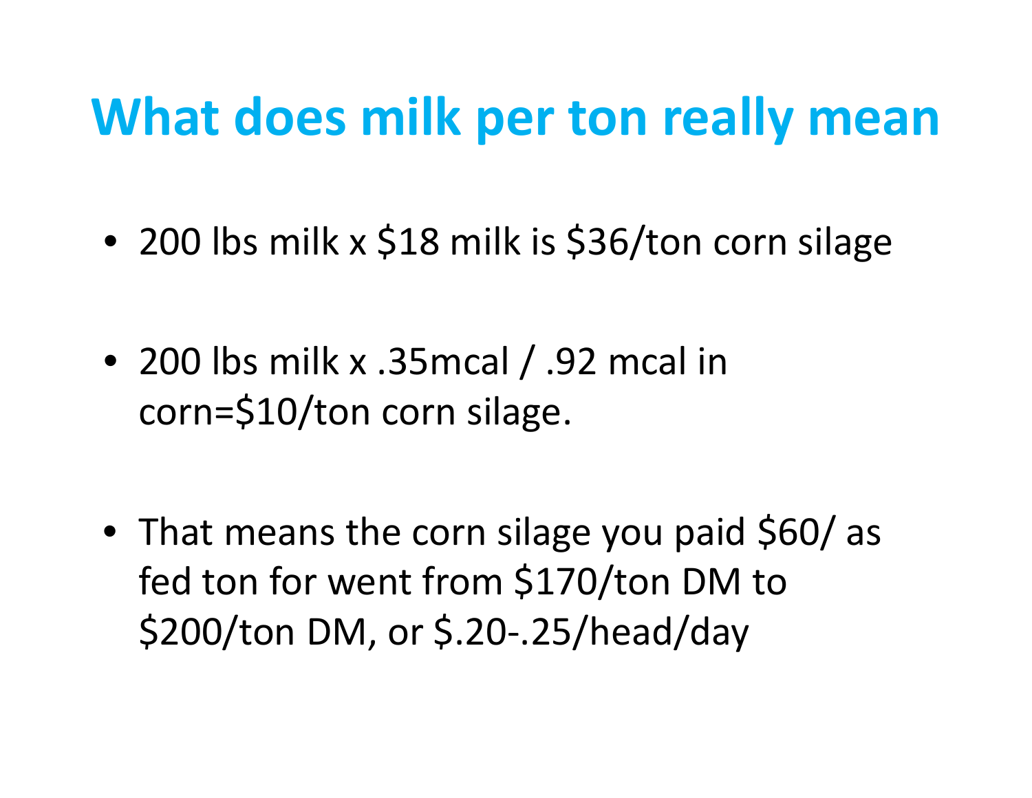# What does milk per ton really mean

- 200 lbs milk x $18 milk is $36/ton corn silage
- 200 lbs milk x .35mcal / .92 mcal in corn=$10/ton corn silage.
- That means the corn silage you paid $60/ as fed ton for went from $170/ton DM to $200/ton DM, or $.20-.25/head/day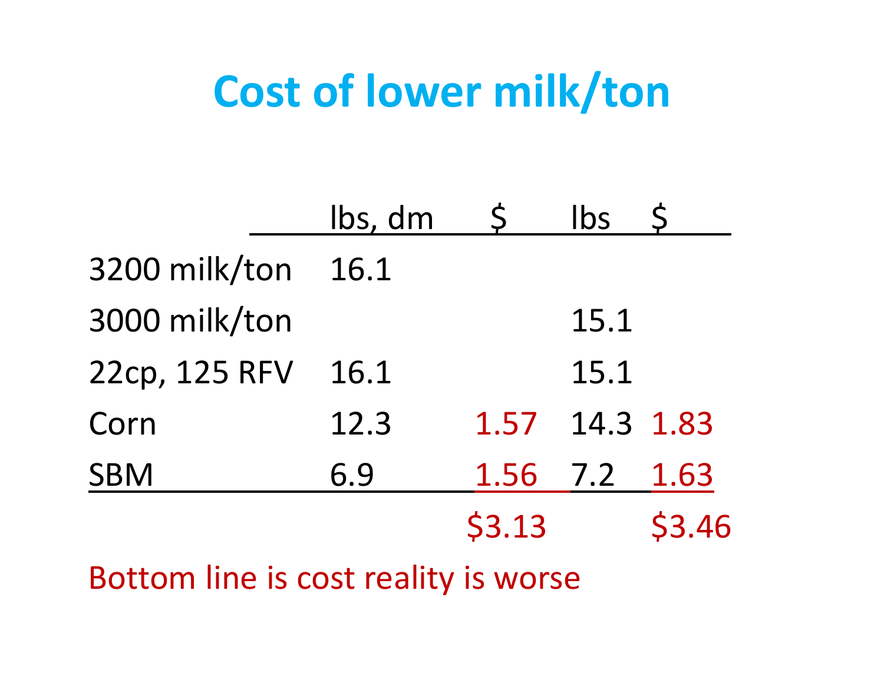# Cost of lower milk/ton

| | lbs, dm | $ | lbs | $ |
|---|---|---|---|---|
| 3200 milk/ton | 16.1 | | | |
| 3000 milk/ton | | | 15.1 | |
| 22cp, 125 RFV | 16.1 | | 15.1 | |
| Corn | 12.3 | 1.57 | 14.3 | 1.83 |
| SBM | 6.9 | 1.56 | 7.2 | 1.63 |
| | | $3.13 | | $3.46 |

Bottom line is cost reality is worse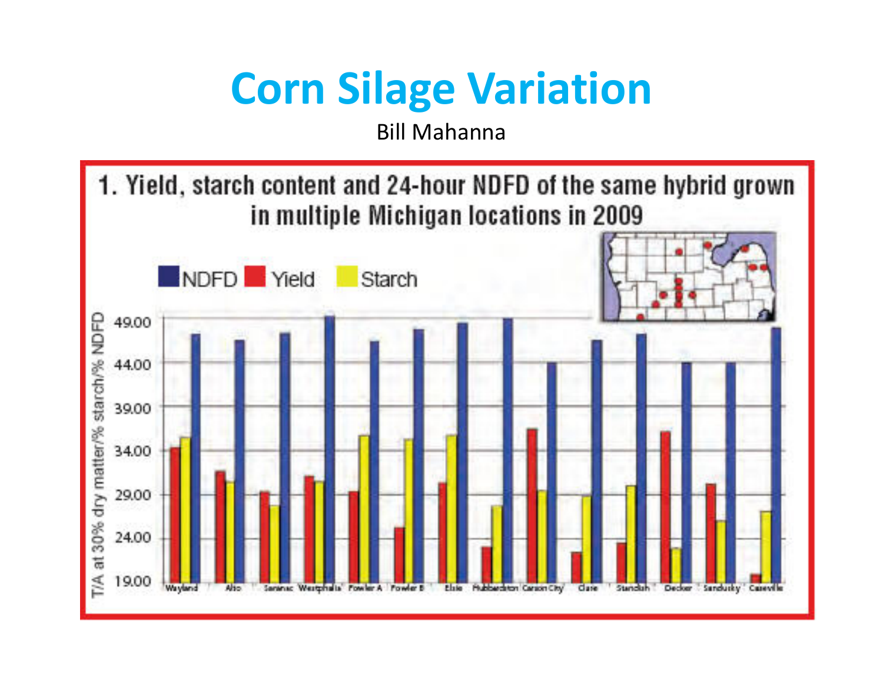# Corn Silage Variation

Bill Mahanna

**1. Yield, starch content and 24-hour NDFD of the same hybrid grown in multiple Michigan locations in 2009**

NDFD Yield Starch

T/A at 30% dry matter/% starch/% NDFD

49.00
44.00
39.00
34.00
29.00
24.00
19.00

Wayland Alto Saranac Westphalia Fowler A Fowler B Elsie Hubbardston Carson City Clare Standish Decker Sandusky Caseville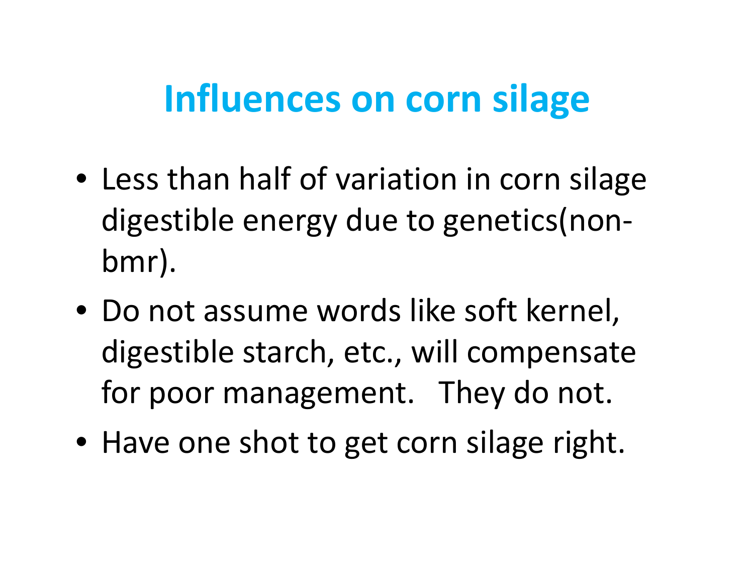# Influences on corn silage

- Less than half of variation in corn silage digestible energy due to genetics(non-bmr).
- Do not assume words like soft kernel, digestible starch, etc., will compensate for poor management. They do not.
- Have one shot to get corn silage right.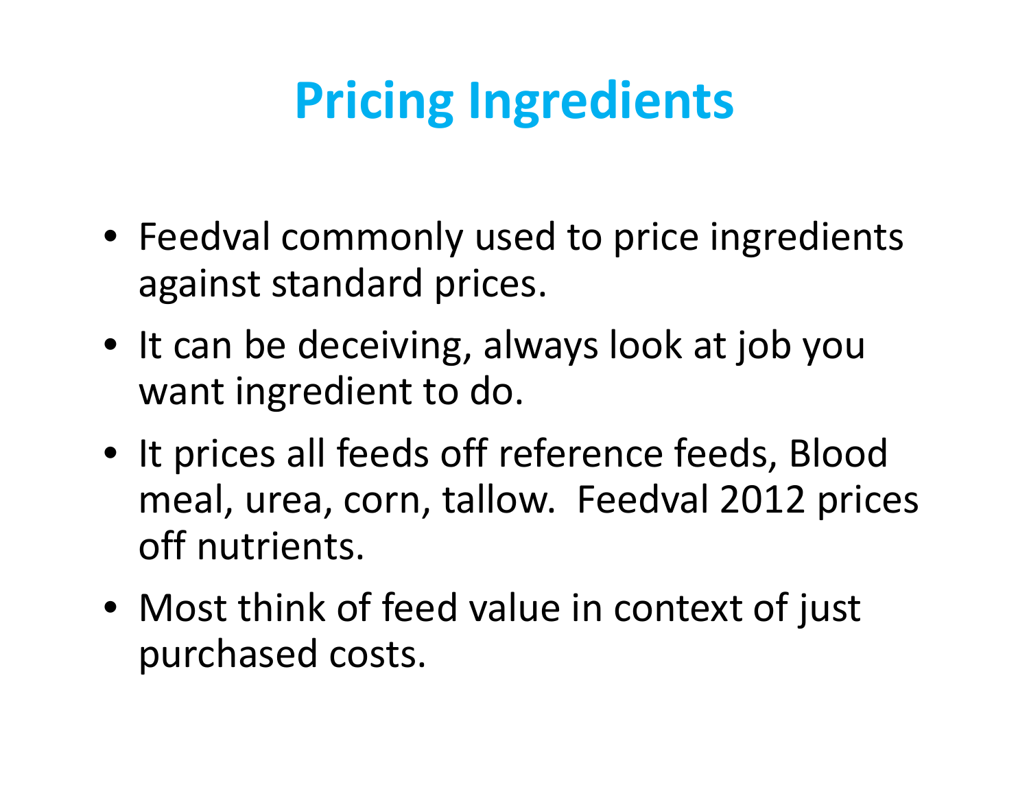# Pricing Ingredients

- Feedval commonly used to price ingredients against standard prices.
- It can be deceiving, always look at job you want ingredient to do.
- It prices all feeds off reference feeds, Blood meal, urea, corn, tallow. Feedval 2012 prices off nutrients.
- Most think of feed value in context of just purchased costs.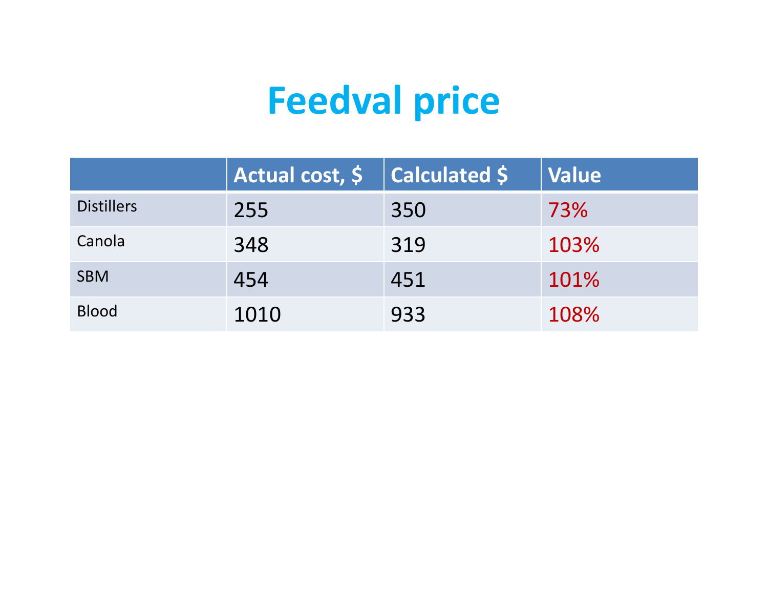# Feedval price

| | Actual cost, $ | Calculated $ | Value |
|---|---|---|---|
| Distillers | 255 | 350 | 73% |
| Canola | 348 | 319 | 103% |
| SBM | 454 | 451 | 101% |
| Blood | 1010 | 933 | 108% |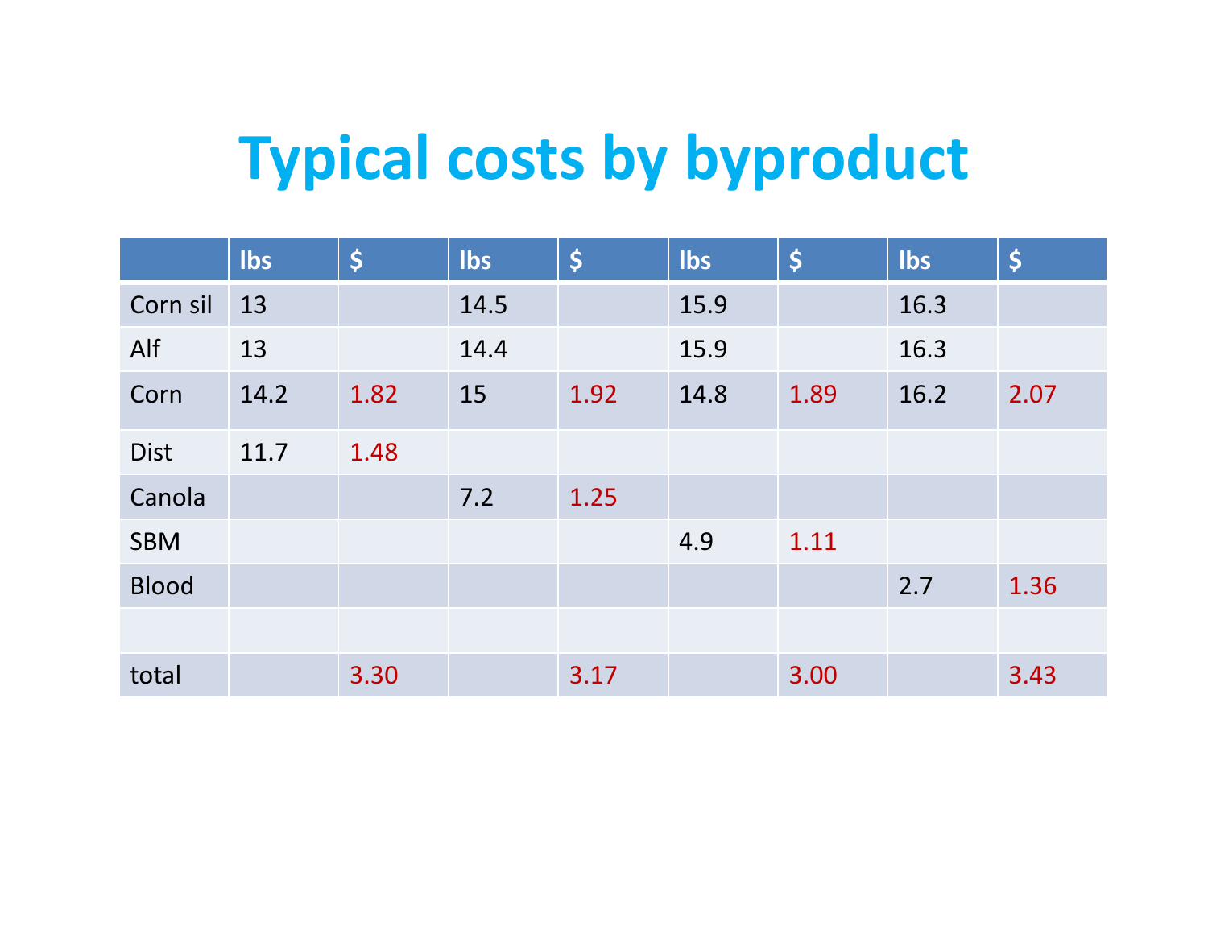# Typical costs by byproduct

| | lbs | $ | lbs | $ | lbs | $ | lbs | $ |
|---|---|---|---|---|---|---|---|---|
| Corn sil | 13 | | 14.5 | | 15.9 | | 16.3 | |
| Alf | 13 | | 14.4 | | 15.9 | | 16.3 | |
| Corn | 14.2 | 1.82 | 15 | 1.92 | 14.8 | 1.89 | 16.2 | 2.07 |
| Dist | 11.7 | 1.48 | | | | | | |
| Canola | | | 7.2 | 1.25 | | | | |
| SBM | | | | | 4.9 | 1.11 | | |
| Blood | | | | | | | 2.7 | 1.36 |
| | | | | | | | | |
| total | | 3.30 | | 3.17 | | 3.00 | | 3.43 |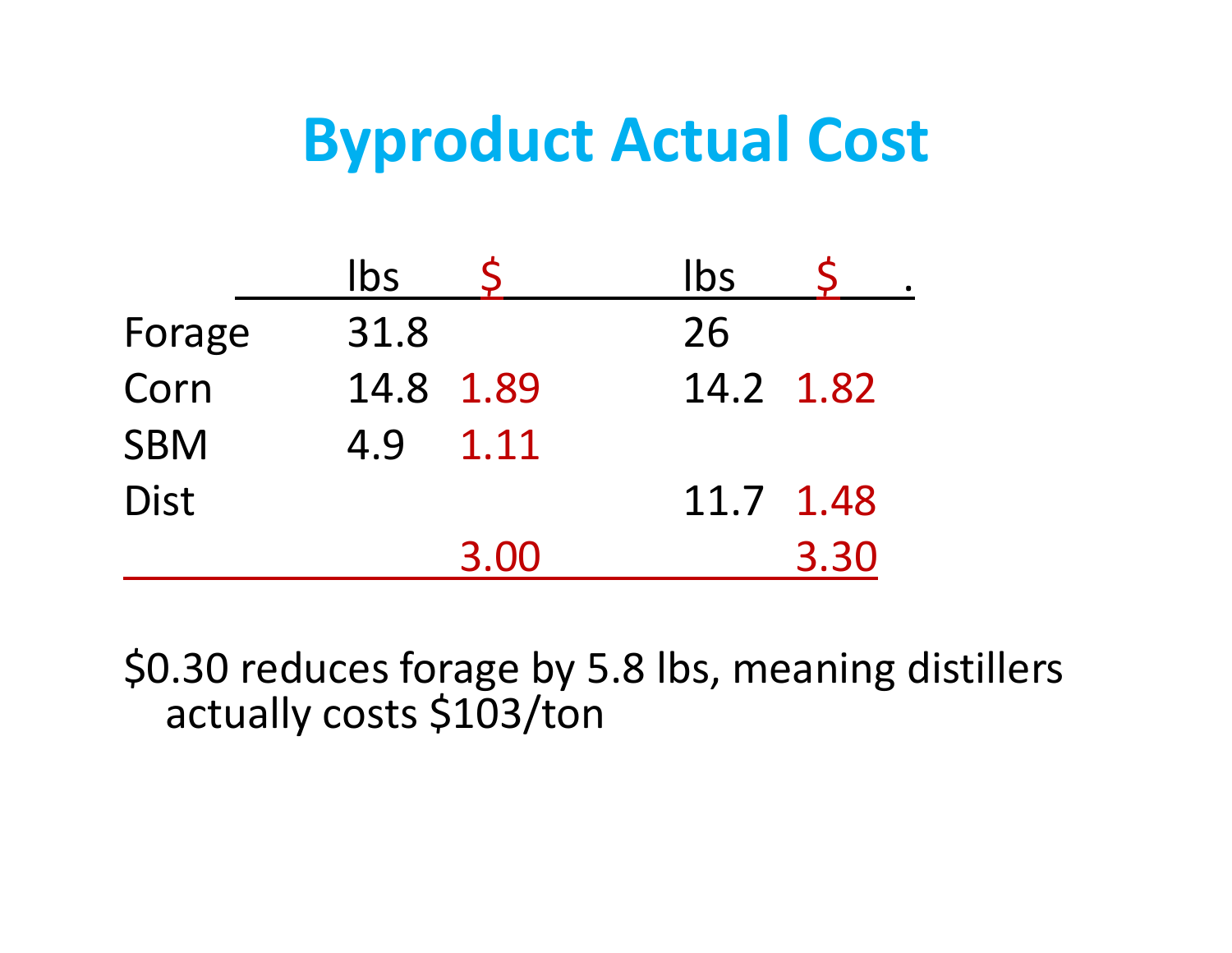# Byproduct Actual Cost

| | lbs | $ | lbs | $ |
|---|---|---|---|---|
| Forage | 31.8 | | 26 | |
| Corn | 14.8 | 1.89 | 14.2 | 1.82 |
| SBM | 4.9 | 1.11 | | |
| Dist | | | 11.7 | 1.48 |
| | | 3.00 | | 3.30 |

$0.30 reduces forage by 5.8 lbs, meaning distillers actually costs $103/ton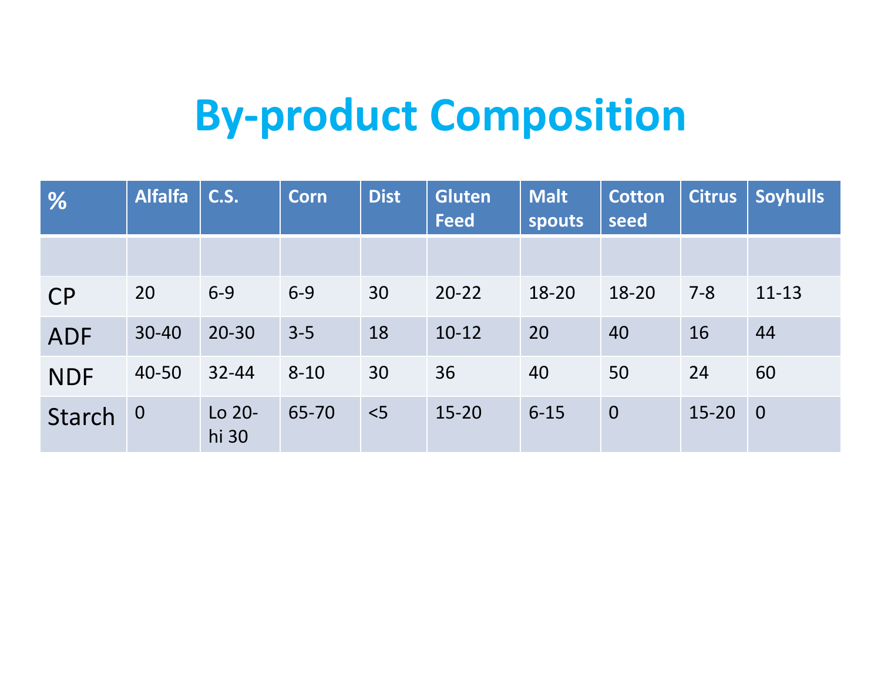# By-product Composition

| % | Alfalfa | C.S. | Corn | Dist | Gluten Feed | Malt spouts | Cotton seed | Citrus | Soyhulls |
|---|---|---|---|---|---|---|---|---|---|
| | | | | | | | | | |
| CP | 20 | 6-9 | 6-9 | 30 | 20-22 | 18-20 | 18-20 | 7-8 | 11-13 |
| ADF | 30-40 | 20-30 | 3-5 | 18 | 10-12 | 20 | 40 | 16 | 44 |
| NDF | 40-50 | 32-44 | 8-10 | 30 | 36 | 40 | 50 | 24 | 60 |
| Starch | 0 | Lo 20-hi 30 | 65-70 | <5 | 15-20 | 6-15 | 0 | 15-20 | 0 |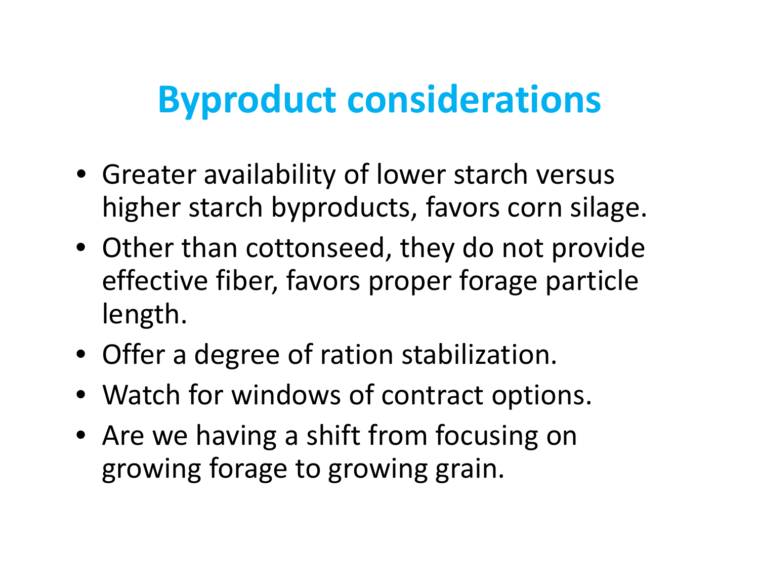# Byproduct considerations

- Greater availability of lower starch versus higher starch byproducts, favors corn silage.
- Other than cottonseed, they do not provide effective fiber, favors proper forage particle length.
- Offer a degree of ration stabilization.
- Watch for windows of contract options.
- Are we having a shift from focusing on growing forage to growing grain.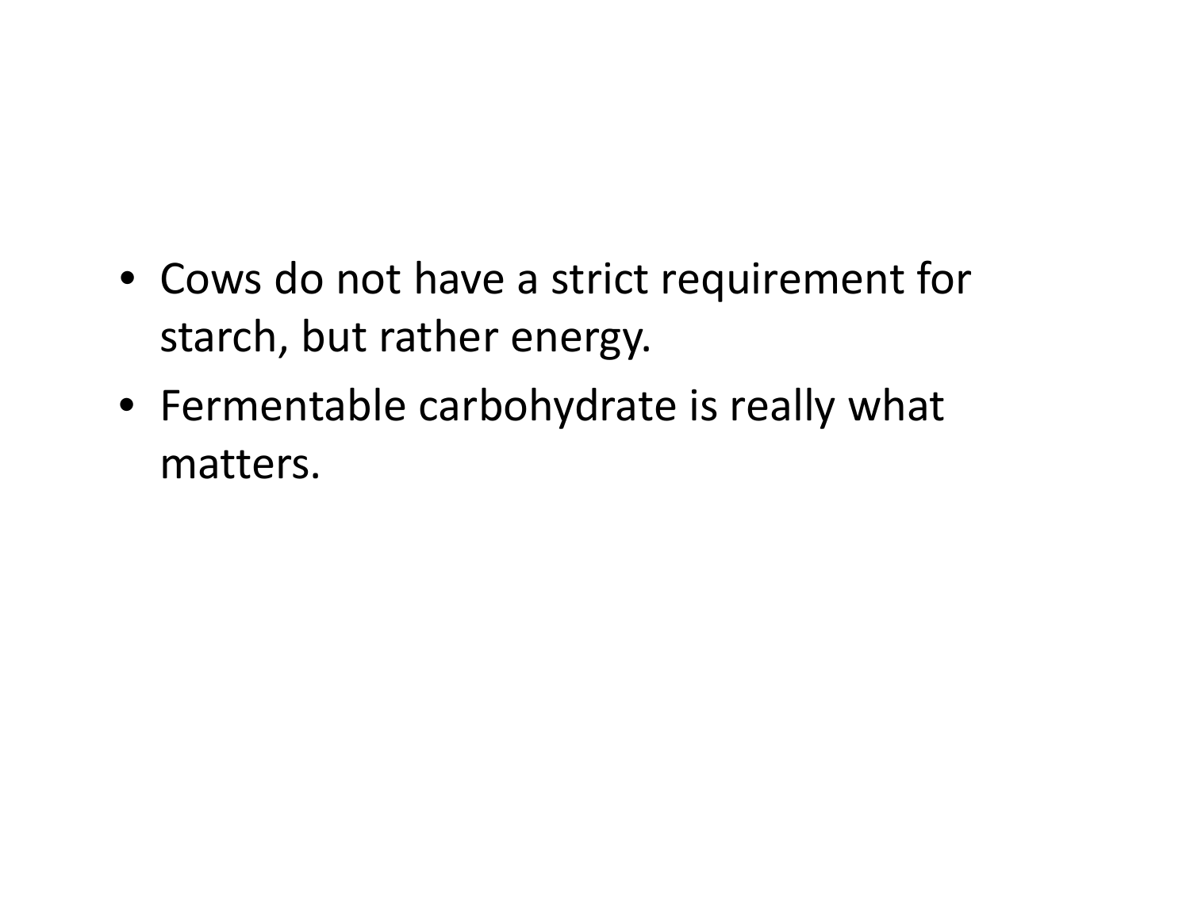- Cows do not have a strict requirement for starch, but rather energy.
- Fermentable carbohydrate is really what matters.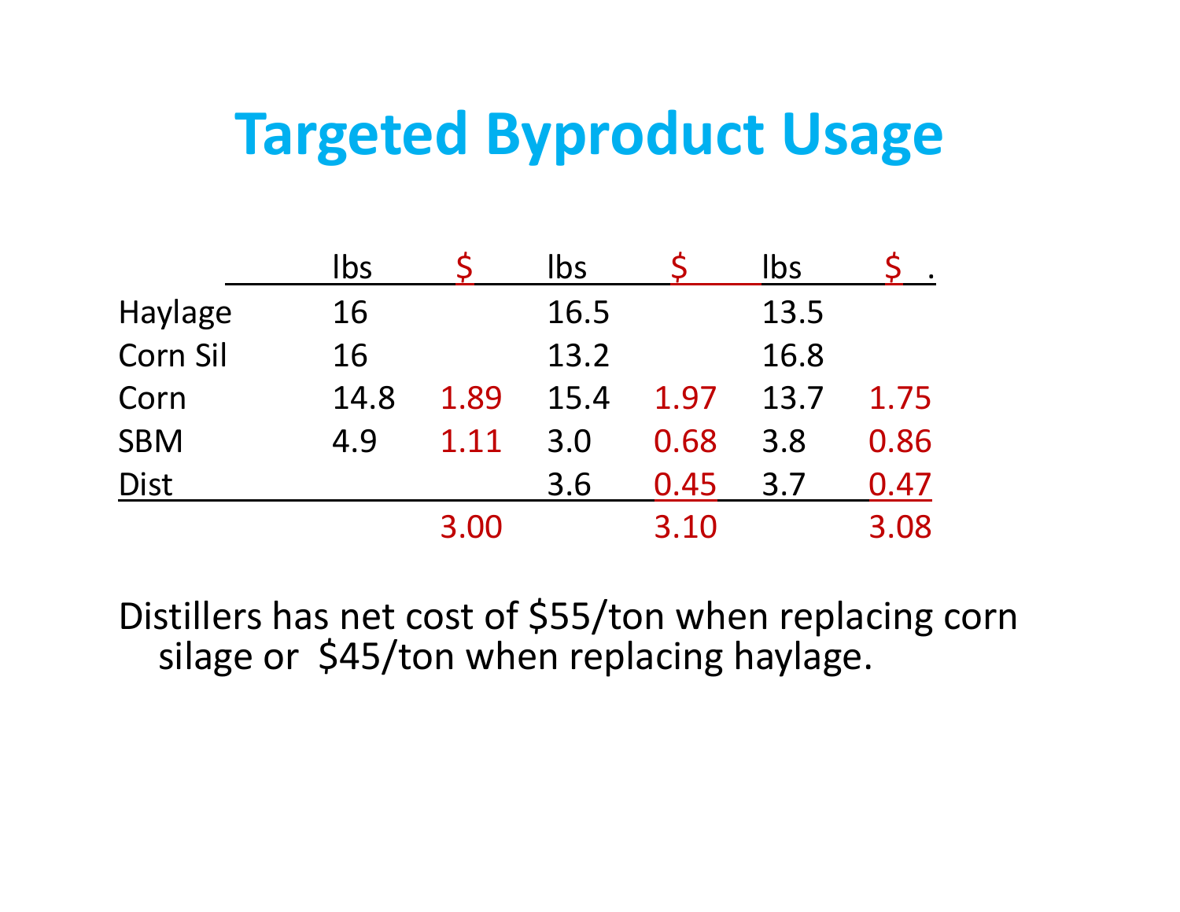# Targeted Byproduct Usage

| | lbs | $ | lbs | $ | lbs | $ |
|---|---|---|---|---|---|---|
| Haylage | 16 | | 16.5 | | 13.5 | |
| Corn Sil | 16 | | 13.2 | | 16.8 | |
| Corn | 14.8 | 1.89 | 15.4 | 1.97 | 13.7 | 1.75 |
| SBM | 4.9 | 1.11 | 3.0 | 0.68 | 3.8 | 0.86 |
| Dist | | | 3.6 | 0.45 | 3.7 | 0.47 |
| | | 3.00 | | 3.10 | | 3.08 |

Distillers has net cost of $55/ton when replacing corn silage or $45/ton when replacing haylage.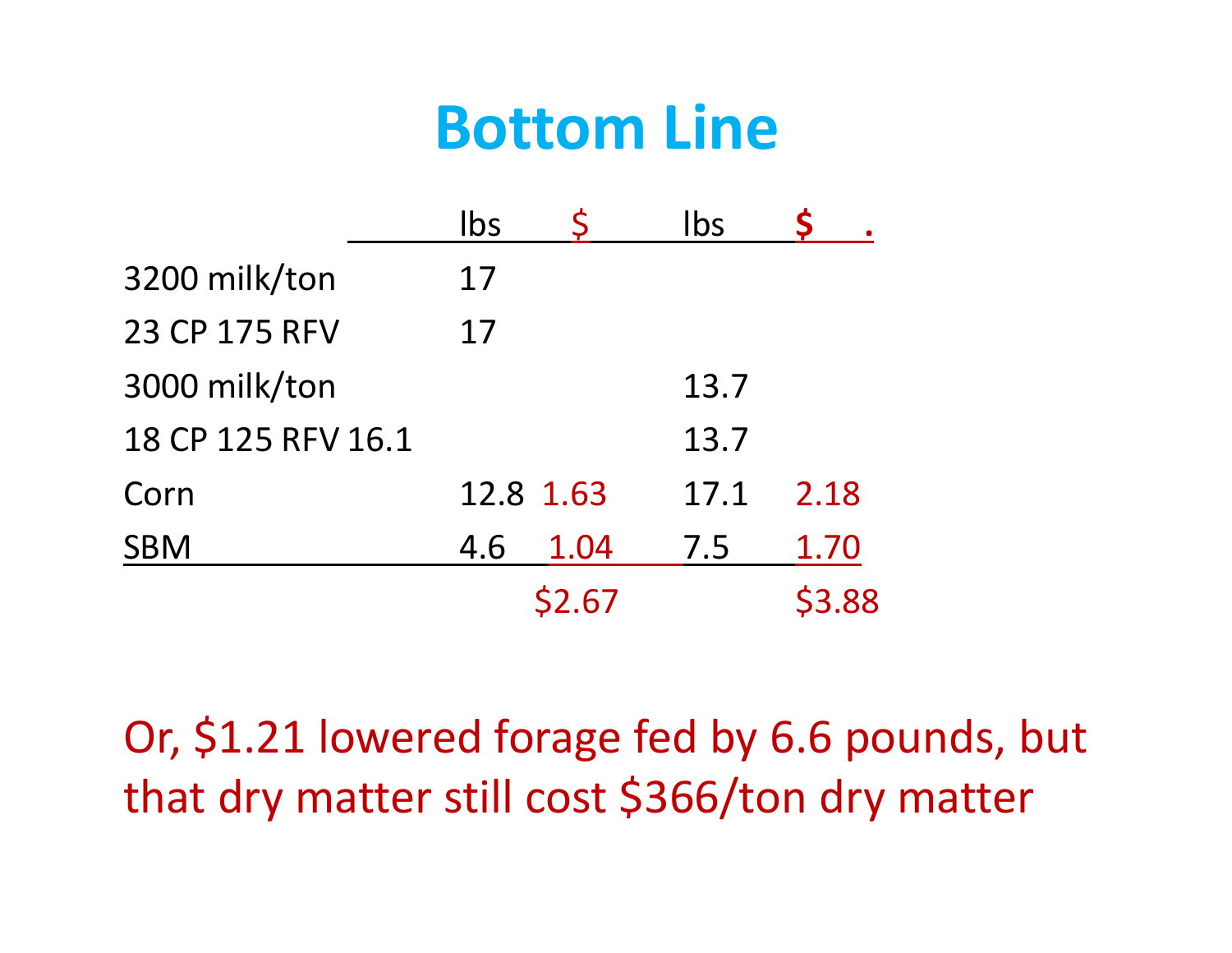# Bottom Line

| | lbs | $ | lbs | $ . |
|---|---|---|---|---|
| 3200 milk/ton | 17 | | | |
| 23 CP 175 RFV | 17 | | | |
| 3000 milk/ton | | | 13.7 | |
| 18 CP 125 RFV 16.1 | | | 13.7 | |
| Corn | 12.8 | 1.63 | 17.1 | 2.18 |
| SBM | 4.6 | 1.04 | 7.5 | 1.70 |
| | | $2.67 | | $3.88 |

Or, $1.21 lowered forage fed by 6.6 pounds, but that dry matter still cost $366/ton dry matter